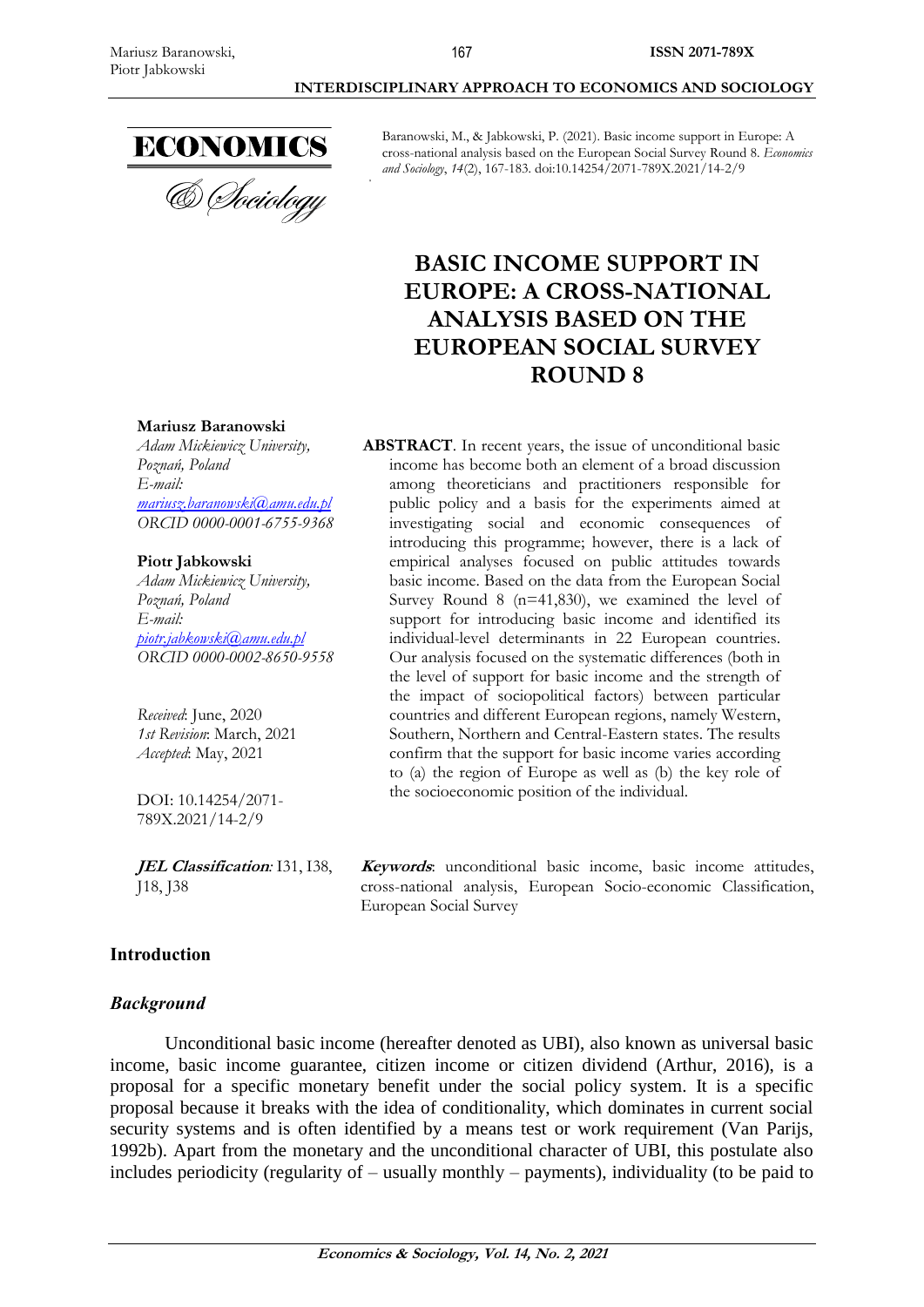Baranowski, M., & Jabkowski, P. (2021). Basic income support in Europe: A cross-national analysis based on the European Social Survey Round 8. *Economics and Sociology*, *14*(2), 167-183. doi:10.14254/2071-789X.2021/14-2/9

# BASIC INCOME SUPPORT IN EUROPE: A CROSS-NATIONAL ANALYSIS BASED ON THE EUROPEAN SOCIAL SURVEY ROUND 8

**Mariusz Baranowski**
*Adam Mickiewicz University, Poznań, Poland*
*E-mail:*
*mariusz.baranowski@amu.edu.pl*
*ORCID 0000-0001-6755-9368*

**Piotr Jabkowski**
*Adam Mickiewicz University, Poznań, Poland*
*E-mail:*
*piotr.jabkowski@amu.edu.pl*
*ORCID 0000-0002-8650-9558*

*Received*: June, 2020
*1st Revision*: March, 2021
*Accepted*: May, 2021

DOI: 10.14254/2071-789X.2021/14-2/9

***JEL Classification:*** I31, I38, J18, J38

**ABSTRACT**. In recent years, the issue of unconditional basic income has become both an element of a broad discussion among theoreticians and practitioners responsible for public policy and a basis for the experiments aimed at investigating social and economic consequences of introducing this programme; however, there is a lack of empirical analyses focused on public attitudes towards basic income. Based on the data from the European Social Survey Round 8 (n=41,830), we examined the level of support for introducing basic income and identified its individual-level determinants in 22 European countries. Our analysis focused on the systematic differences (both in the level of support for basic income and the strength of the impact of sociopolitical factors) between particular countries and different European regions, namely Western, Southern, Northern and Central-Eastern states. The results confirm that the support for basic income varies according to (a) the region of Europe as well as (b) the key role of the socioeconomic position of the individual.

***Keywords***: unconditional basic income, basic income attitudes, cross-national analysis, European Socio-economic Classification, European Social Survey

## Introduction

### *Background*

Unconditional basic income (hereafter denoted as UBI), also known as universal basic income, basic income guarantee, citizen income or citizen dividend (Arthur, 2016), is a proposal for a specific monetary benefit under the social policy system. It is a specific proposal because it breaks with the idea of conditionality, which dominates in current social security systems and is often identified by a means test or work requirement (Van Parijs, 1992b). Apart from the monetary and the unconditional character of UBI, this postulate also includes periodicity (regularity of – usually monthly – payments), individuality (to be paid to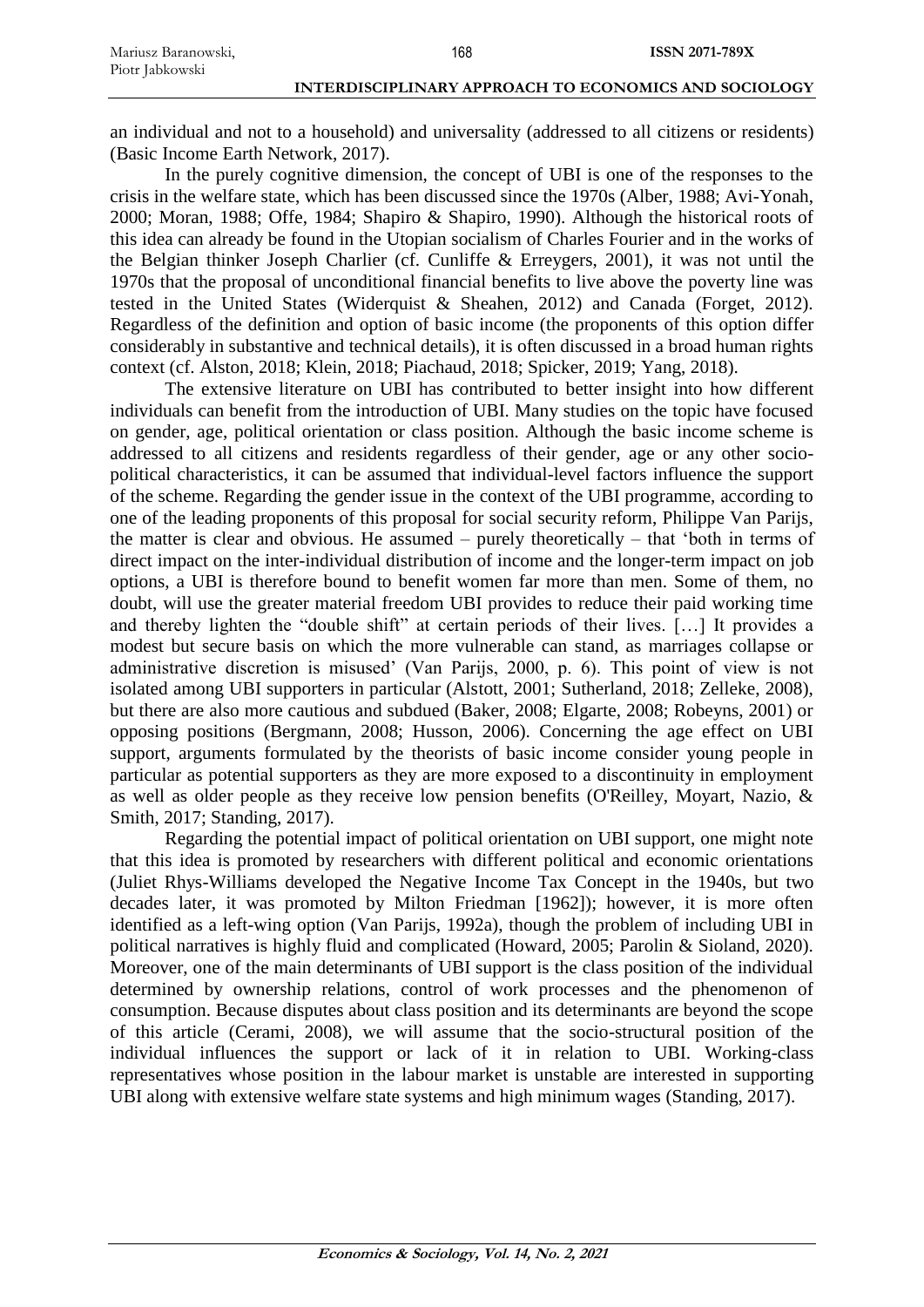an individual and not to a household) and universality (addressed to all citizens or residents) (Basic Income Earth Network, 2017).

In the purely cognitive dimension, the concept of UBI is one of the responses to the crisis in the welfare state, which has been discussed since the 1970s (Alber, 1988; Avi-Yonah, 2000; Moran, 1988; Offe, 1984; Shapiro & Shapiro, 1990). Although the historical roots of this idea can already be found in the Utopian socialism of Charles Fourier and in the works of the Belgian thinker Joseph Charlier (cf. Cunliffe & Erreygers, 2001), it was not until the 1970s that the proposal of unconditional financial benefits to live above the poverty line was tested in the United States (Widerquist & Sheahen, 2012) and Canada (Forget, 2012). Regardless of the definition and option of basic income (the proponents of this option differ considerably in substantive and technical details), it is often discussed in a broad human rights context (cf. Alston, 2018; Klein, 2018; Piachaud, 2018; Spicker, 2019; Yang, 2018).

The extensive literature on UBI has contributed to better insight into how different individuals can benefit from the introduction of UBI. Many studies on the topic have focused on gender, age, political orientation or class position. Although the basic income scheme is addressed to all citizens and residents regardless of their gender, age or any other socio-political characteristics, it can be assumed that individual-level factors influence the support of the scheme. Regarding the gender issue in the context of the UBI programme, according to one of the leading proponents of this proposal for social security reform, Philippe Van Parijs, the matter is clear and obvious. He assumed – purely theoretically – that 'both in terms of direct impact on the inter-individual distribution of income and the longer-term impact on job options, a UBI is therefore bound to benefit women far more than men. Some of them, no doubt, will use the greater material freedom UBI provides to reduce their paid working time and thereby lighten the "double shift" at certain periods of their lives. […] It provides a modest but secure basis on which the more vulnerable can stand, as marriages collapse or administrative discretion is misused' (Van Parijs, 2000, p. 6). This point of view is not isolated among UBI supporters in particular (Alstott, 2001; Sutherland, 2018; Zelleke, 2008), but there are also more cautious and subdued (Baker, 2008; Elgarte, 2008; Robeyns, 2001) or opposing positions (Bergmann, 2008; Husson, 2006). Concerning the age effect on UBI support, arguments formulated by the theorists of basic income consider young people in particular as potential supporters as they are more exposed to a discontinuity in employment as well as older people as they receive low pension benefits (O'Reilley, Moyart, Nazio, & Smith, 2017; Standing, 2017).

Regarding the potential impact of political orientation on UBI support, one might note that this idea is promoted by researchers with different political and economic orientations (Juliet Rhys-Williams developed the Negative Income Tax Concept in the 1940s, but two decades later, it was promoted by Milton Friedman [1962]); however, it is more often identified as a left-wing option (Van Parijs, 1992a), though the problem of including UBI in political narratives is highly fluid and complicated (Howard, 2005; Parolin & Sioland, 2020). Moreover, one of the main determinants of UBI support is the class position of the individual determined by ownership relations, control of work processes and the phenomenon of consumption. Because disputes about class position and its determinants are beyond the scope of this article (Cerami, 2008), we will assume that the socio-structural position of the individual influences the support or lack of it in relation to UBI. Working-class representatives whose position in the labour market is unstable are interested in supporting UBI along with extensive welfare state systems and high minimum wages (Standing, 2017).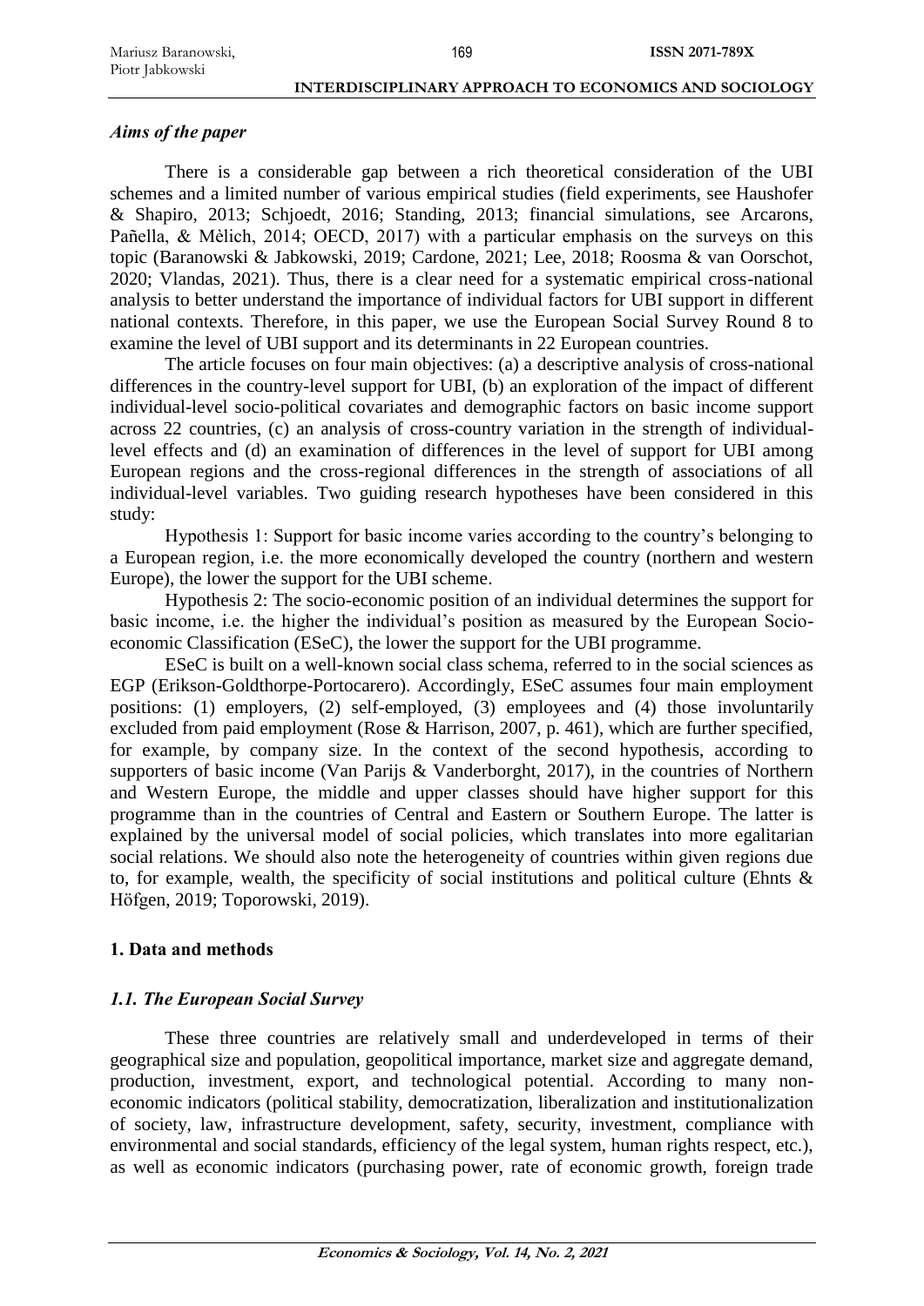### *Aims of the paper*

There is a considerable gap between a rich theoretical consideration of the UBI schemes and a limited number of various empirical studies (field experiments, see Haushofer & Shapiro, 2013; Schjoedt, 2016; Standing, 2013; financial simulations, see Arcarons, Pañella, & Mèlich, 2014; OECD, 2017) with a particular emphasis on the surveys on this topic (Baranowski & Jabkowski, 2019; Cardone, 2021; Lee, 2018; Roosma & van Oorschot, 2020; Vlandas, 2021). Thus, there is a clear need for a systematic empirical cross-national analysis to better understand the importance of individual factors for UBI support in different national contexts. Therefore, in this paper, we use the European Social Survey Round 8 to examine the level of UBI support and its determinants in 22 European countries.

The article focuses on four main objectives: (a) a descriptive analysis of cross-national differences in the country-level support for UBI, (b) an exploration of the impact of different individual-level socio-political covariates and demographic factors on basic income support across 22 countries, (c) an analysis of cross-country variation in the strength of individual-level effects and (d) an examination of differences in the level of support for UBI among European regions and the cross-regional differences in the strength of associations of all individual-level variables. Two guiding research hypotheses have been considered in this study:

Hypothesis 1: Support for basic income varies according to the country's belonging to a European region, i.e. the more economically developed the country (northern and western Europe), the lower the support for the UBI scheme.

Hypothesis 2: The socio-economic position of an individual determines the support for basic income, i.e. the higher the individual's position as measured by the European Socio-economic Classification (ESeC), the lower the support for the UBI programme.

ESeC is built on a well-known social class schema, referred to in the social sciences as EGP (Erikson-Goldthorpe-Portocarero). Accordingly, ESeC assumes four main employment positions: (1) employers, (2) self-employed, (3) employees and (4) those involuntarily excluded from paid employment (Rose & Harrison, 2007, p. 461), which are further specified, for example, by company size. In the context of the second hypothesis, according to supporters of basic income (Van Parijs & Vanderborght, 2017), in the countries of Northern and Western Europe, the middle and upper classes should have higher support for this programme than in the countries of Central and Eastern or Southern Europe. The latter is explained by the universal model of social policies, which translates into more egalitarian social relations. We should also note the heterogeneity of countries within given regions due to, for example, wealth, the specificity of social institutions and political culture (Ehnts & Höfgen, 2019; Toporowski, 2019).

## 1. Data and methods

### *1.1. The European Social Survey*

These three countries are relatively small and underdeveloped in terms of their geographical size and population, geopolitical importance, market size and aggregate demand, production, investment, export, and technological potential. According to many non-economic indicators (political stability, democratization, liberalization and institutionalization of society, law, infrastructure development, safety, security, investment, compliance with environmental and social standards, efficiency of the legal system, human rights respect, etc.), as well as economic indicators (purchasing power, rate of economic growth, foreign trade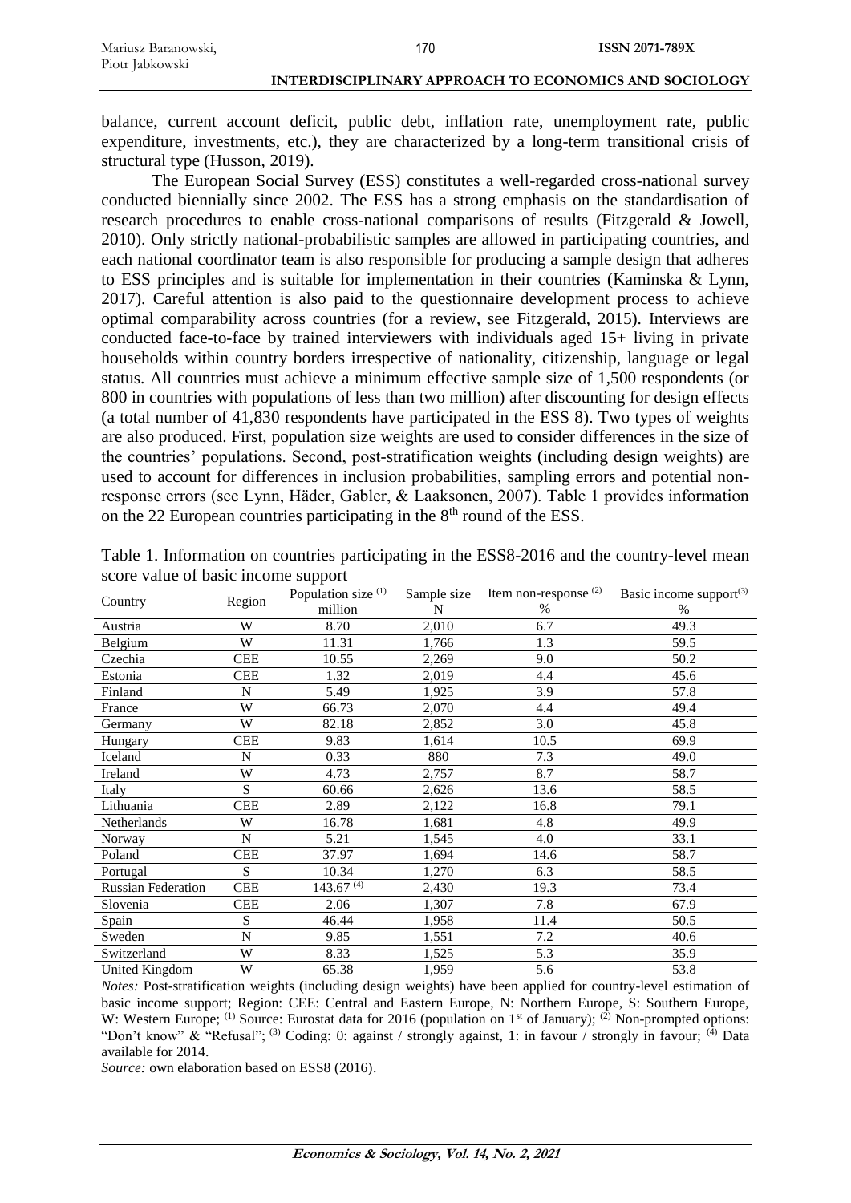balance, current account deficit, public debt, inflation rate, unemployment rate, public expenditure, investments, etc.), they are characterized by a long-term transitional crisis of structural type (Husson, 2019).

The European Social Survey (ESS) constitutes a well-regarded cross-national survey conducted biennially since 2002. The ESS has a strong emphasis on the standardisation of research procedures to enable cross-national comparisons of results (Fitzgerald & Jowell, 2010). Only strictly national-probabilistic samples are allowed in participating countries, and each national coordinator team is also responsible for producing a sample design that adheres to ESS principles and is suitable for implementation in their countries (Kaminska & Lynn, 2017). Careful attention is also paid to the questionnaire development process to achieve optimal comparability across countries (for a review, see Fitzgerald, 2015). Interviews are conducted face-to-face by trained interviewers with individuals aged 15+ living in private households within country borders irrespective of nationality, citizenship, language or legal status. All countries must achieve a minimum effective sample size of 1,500 respondents (or 800 in countries with populations of less than two million) after discounting for design effects (a total number of 41,830 respondents have participated in the ESS 8). Two types of weights are also produced. First, population size weights are used to consider differences in the size of the countries' populations. Second, post-stratification weights (including design weights) are used to account for differences in inclusion probabilities, sampling errors and potential non-response errors (see Lynn, Häder, Gabler, & Laaksonen, 2007). Table 1 provides information on the 22 European countries participating in the 8th round of the ESS.

Table 1. Information on countries participating in the ESS8-2016 and the country-level mean score value of basic income support

| Country | Region | Population size [(1)] million | Sample size N | Item non-response [(2)] % | Basic income support[(3)] % |
|---|---|---|---|---|---|
| Austria | W | 8.70 | 2,010 | 6.7 | 49.3 |
| Belgium | W | 11.31 | 1,766 | 1.3 | 59.5 |
| Czechia | CEE | 10.55 | 2,269 | 9.0 | 50.2 |
| Estonia | CEE | 1.32 | 2,019 | 4.4 | 45.6 |
| Finland | N | 5.49 | 1,925 | 3.9 | 57.8 |
| France | W | 66.73 | 2,070 | 4.4 | 49.4 |
| Germany | W | 82.18 | 2,852 | 3.0 | 45.8 |
| Hungary | CEE | 9.83 | 1,614 | 10.5 | 69.9 |
| Iceland | N | 0.33 | 880 | 7.3 | 49.0 |
| Ireland | W | 4.73 | 2,757 | 8.7 | 58.7 |
| Italy | S | 60.66 | 2,626 | 13.6 | 58.5 |
| Lithuania | CEE | 2.89 | 2,122 | 16.8 | 79.1 |
| Netherlands | W | 16.78 | 1,681 | 4.8 | 49.9 |
| Norway | N | 5.21 | 1,545 | 4.0 | 33.1 |
| Poland | CEE | 37.97 | 1,694 | 14.6 | 58.7 |
| Portugal | S | 10.34 | 1,270 | 6.3 | 58.5 |
| Russian Federation | CEE | 143.67 [(4)] | 2,430 | 19.3 | 73.4 |
| Slovenia | CEE | 2.06 | 1,307 | 7.8 | 67.9 |
| Spain | S | 46.44 | 1,958 | 11.4 | 50.5 |
| Sweden | N | 9.85 | 1,551 | 7.2 | 40.6 |
| Switzerland | W | 8.33 | 1,525 | 5.3 | 35.9 |
| United Kingdom | W | 65.38 | 1,959 | 5.6 | 53.8 |

*Notes:* Post-stratification weights (including design weights) have been applied for country-level estimation of basic income support; Region: CEE: Central and Eastern Europe, N: Northern Europe, S: Southern Europe, W: Western Europe; [(1)] Source: Eurostat data for 2016 (population on 1st of January); [(2)] Non-prompted options: "Don't know" & "Refusal"; [(3)] Coding: 0: against / strongly against, 1: in favour / strongly in favour; [(4)] Data available for 2014.

*Source:* own elaboration based on ESS8 (2016).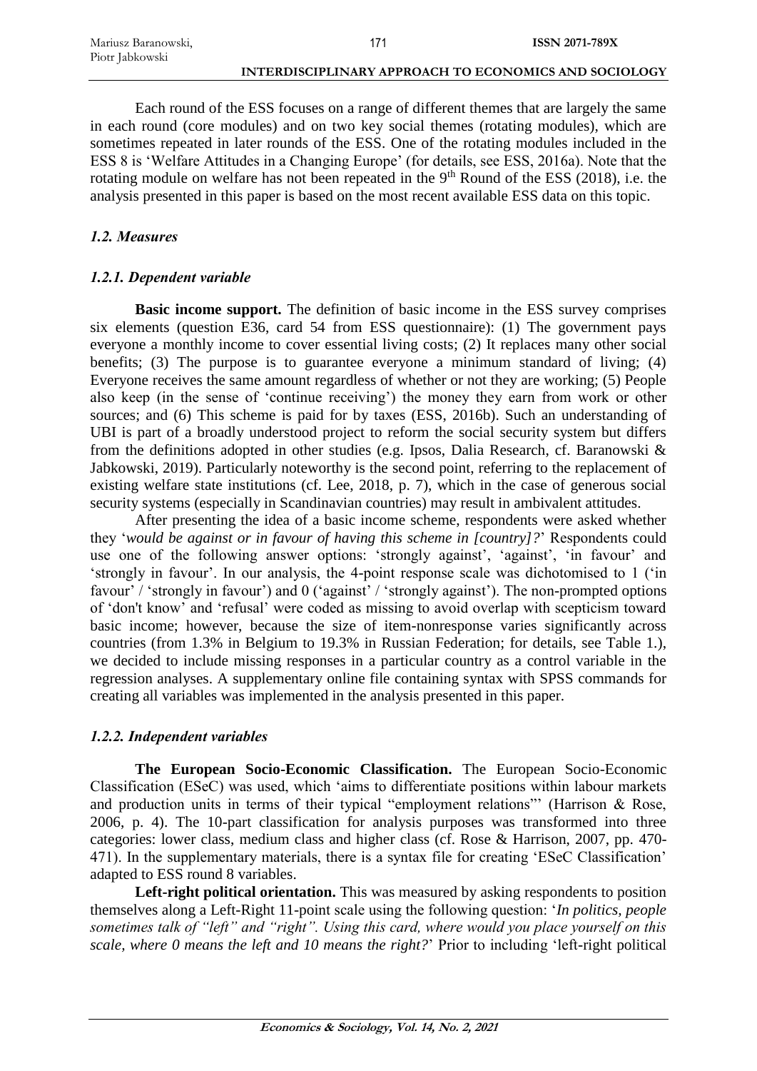Each round of the ESS focuses on a range of different themes that are largely the same in each round (core modules) and on two key social themes (rotating modules), which are sometimes repeated in later rounds of the ESS. One of the rotating modules included in the ESS 8 is 'Welfare Attitudes in a Changing Europe' (for details, see ESS, 2016a). Note that the rotating module on welfare has not been repeated in the 9th Round of the ESS (2018), i.e. the analysis presented in this paper is based on the most recent available ESS data on this topic.

### *1.2. Measures*

#### *1.2.1. Dependent variable*

**Basic income support.** The definition of basic income in the ESS survey comprises six elements (question E36, card 54 from ESS questionnaire): (1) The government pays everyone a monthly income to cover essential living costs; (2) It replaces many other social benefits; (3) The purpose is to guarantee everyone a minimum standard of living; (4) Everyone receives the same amount regardless of whether or not they are working; (5) People also keep (in the sense of 'continue receiving') the money they earn from work or other sources; and (6) This scheme is paid for by taxes (ESS, 2016b). Such an understanding of UBI is part of a broadly understood project to reform the social security system but differs from the definitions adopted in other studies (e.g. Ipsos, Dalia Research, cf. Baranowski & Jabkowski, 2019). Particularly noteworthy is the second point, referring to the replacement of existing welfare state institutions (cf. Lee, 2018, p. 7), which in the case of generous social security systems (especially in Scandinavian countries) may result in ambivalent attitudes.

After presenting the idea of a basic income scheme, respondents were asked whether they '*would be against or in favour of having this scheme in [country]?*' Respondents could use one of the following answer options: 'strongly against', 'against', 'in favour' and 'strongly in favour'. In our analysis, the 4-point response scale was dichotomised to 1 ('in favour' / 'strongly in favour') and 0 ('against' / 'strongly against'). The non-prompted options of 'don't know' and 'refusal' were coded as missing to avoid overlap with scepticism toward basic income; however, because the size of item-nonresponse varies significantly across countries (from 1.3% in Belgium to 19.3% in Russian Federation; for details, see Table 1.), we decided to include missing responses in a particular country as a control variable in the regression analyses. A supplementary online file containing syntax with SPSS commands for creating all variables was implemented in the analysis presented in this paper.

#### *1.2.2. Independent variables*

**The European Socio-Economic Classification.** The European Socio-Economic Classification (ESeC) was used, which 'aims to differentiate positions within labour markets and production units in terms of their typical "employment relations"' (Harrison & Rose, 2006, p. 4). The 10-part classification for analysis purposes was transformed into three categories: lower class, medium class and higher class (cf. Rose & Harrison, 2007, pp. 470-471). In the supplementary materials, there is a syntax file for creating 'ESeC Classification' adapted to ESS round 8 variables.

**Left-right political orientation.** This was measured by asking respondents to position themselves along a Left-Right 11-point scale using the following question: '*In politics, people sometimes talk of "left" and "right". Using this card, where would you place yourself on this scale, where 0 means the left and 10 means the right?*' Prior to including 'left-right political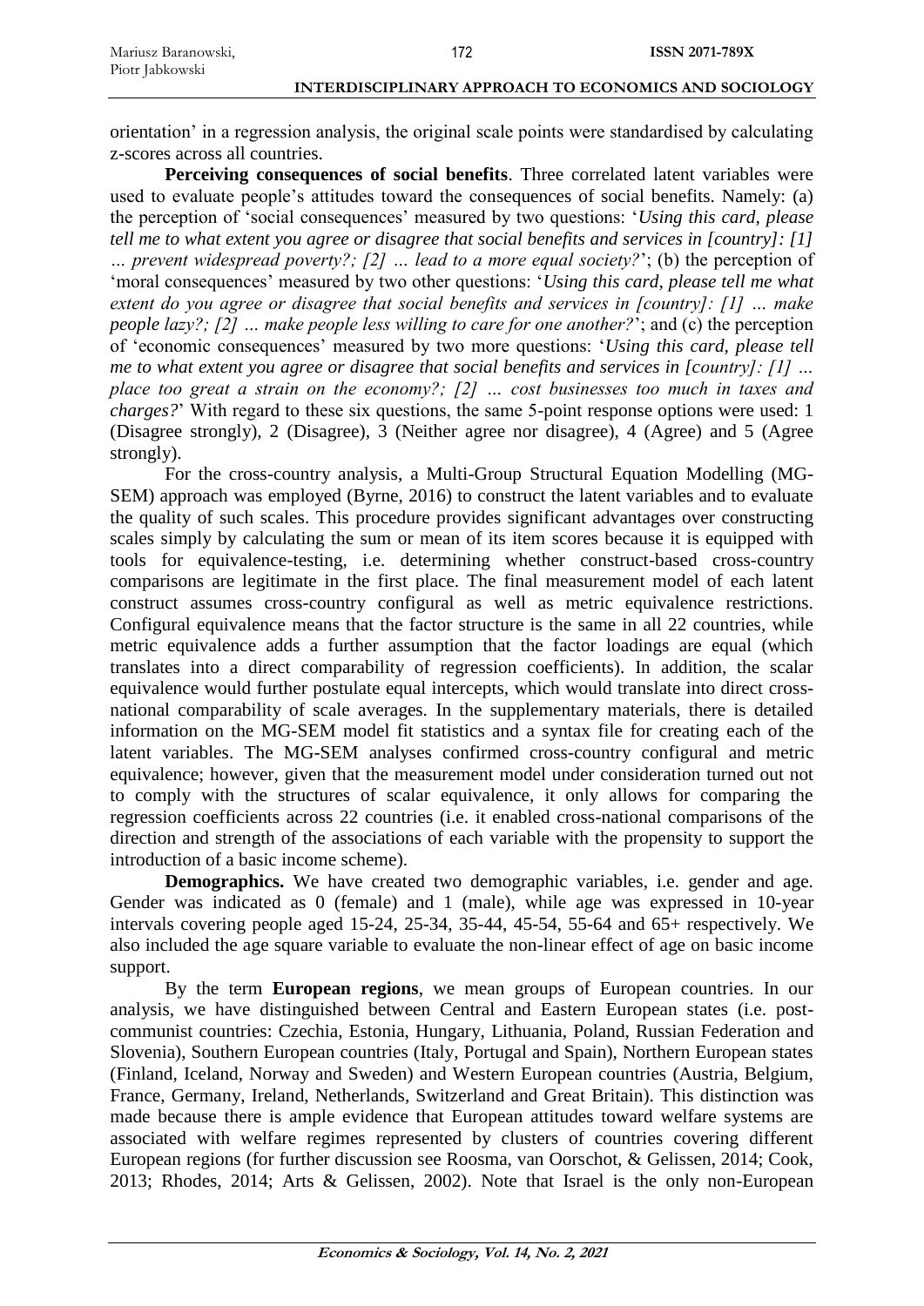orientation' in a regression analysis, the original scale points were standardised by calculating z-scores across all countries.

**Perceiving consequences of social benefits**. Three correlated latent variables were used to evaluate people's attitudes toward the consequences of social benefits. Namely: (a) the perception of 'social consequences' measured by two questions: '*Using this card, please tell me to what extent you agree or disagree that social benefits and services in [country]: [1] … prevent widespread poverty?; [2] … lead to a more equal society?*'; (b) the perception of 'moral consequences' measured by two other questions: '*Using this card, please tell me what extent do you agree or disagree that social benefits and services in [country]: [1] … make people lazy?; [2] … make people less willing to care for one another?*'; and (c) the perception of 'economic consequences' measured by two more questions: '*Using this card, please tell me to what extent you agree or disagree that social benefits and services in [country]: [1] … place too great a strain on the economy?; [2] … cost businesses too much in taxes and charges?*' With regard to these six questions, the same 5-point response options were used: 1 (Disagree strongly), 2 (Disagree), 3 (Neither agree nor disagree), 4 (Agree) and 5 (Agree strongly).

For the cross-country analysis, a Multi-Group Structural Equation Modelling (MG-SEM) approach was employed (Byrne, 2016) to construct the latent variables and to evaluate the quality of such scales. This procedure provides significant advantages over constructing scales simply by calculating the sum or mean of its item scores because it is equipped with tools for equivalence-testing, i.e. determining whether construct-based cross-country comparisons are legitimate in the first place. The final measurement model of each latent construct assumes cross-country configural as well as metric equivalence restrictions. Configural equivalence means that the factor structure is the same in all 22 countries, while metric equivalence adds a further assumption that the factor loadings are equal (which translates into a direct comparability of regression coefficients). In addition, the scalar equivalence would further postulate equal intercepts, which would translate into direct cross-national comparability of scale averages. In the supplementary materials, there is detailed information on the MG-SEM model fit statistics and a syntax file for creating each of the latent variables. The MG-SEM analyses confirmed cross-country configural and metric equivalence; however, given that the measurement model under consideration turned out not to comply with the structures of scalar equivalence, it only allows for comparing the regression coefficients across 22 countries (i.e. it enabled cross-national comparisons of the direction and strength of the associations of each variable with the propensity to support the introduction of a basic income scheme).

**Demographics.** We have created two demographic variables, i.e. gender and age. Gender was indicated as 0 (female) and 1 (male), while age was expressed in 10-year intervals covering people aged 15-24, 25-34, 35-44, 45-54, 55-64 and 65+ respectively. We also included the age square variable to evaluate the non-linear effect of age on basic income support.

By the term **European regions**, we mean groups of European countries. In our analysis, we have distinguished between Central and Eastern European states (i.e. post-communist countries: Czechia, Estonia, Hungary, Lithuania, Poland, Russian Federation and Slovenia), Southern European countries (Italy, Portugal and Spain), Northern European states (Finland, Iceland, Norway and Sweden) and Western European countries (Austria, Belgium, France, Germany, Ireland, Netherlands, Switzerland and Great Britain). This distinction was made because there is ample evidence that European attitudes toward welfare systems are associated with welfare regimes represented by clusters of countries covering different European regions (for further discussion see Roosma, van Oorschot, & Gelissen, 2014; Cook, 2013; Rhodes, 2014; Arts & Gelissen, 2002). Note that Israel is the only non-European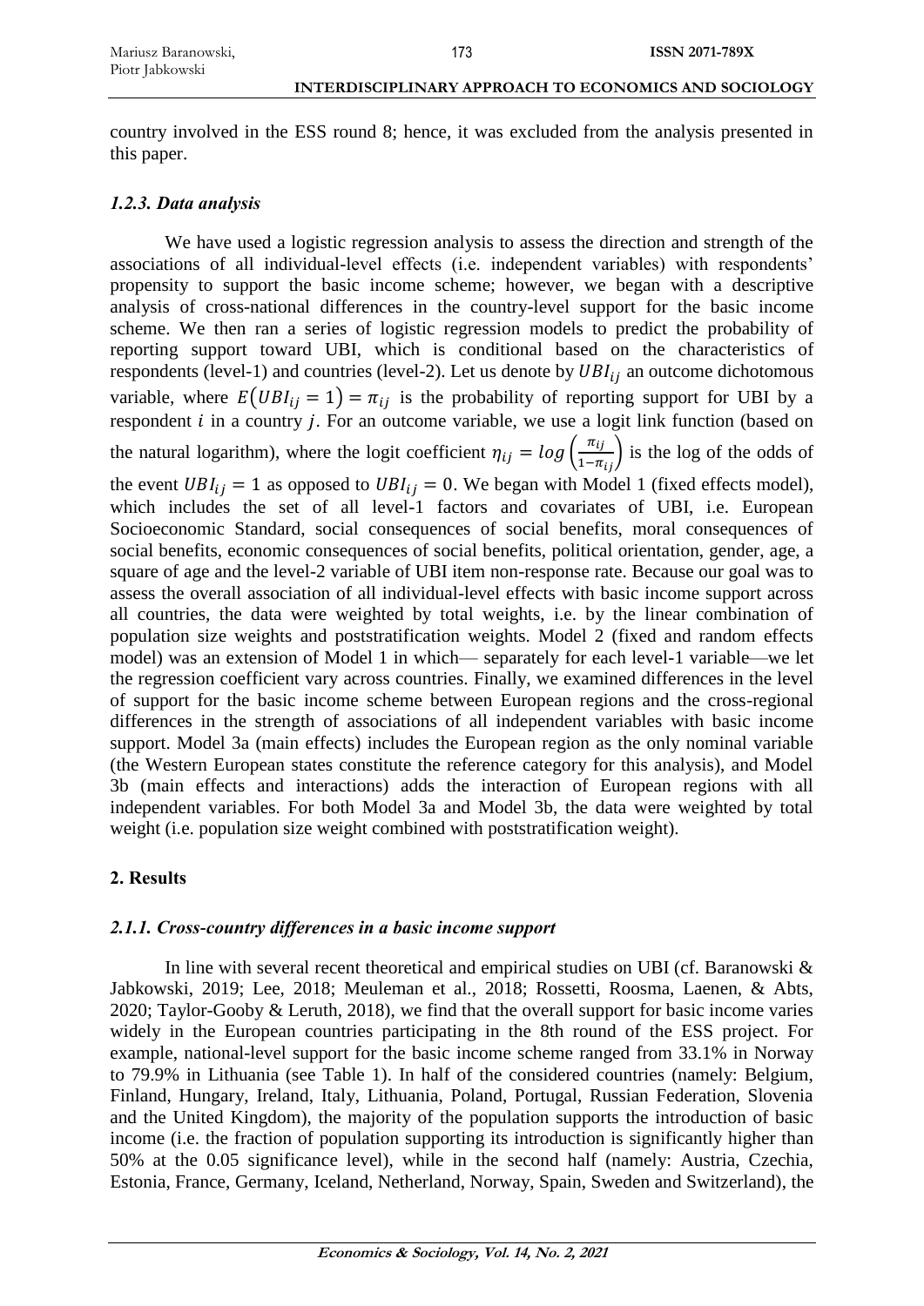country involved in the ESS round 8; hence, it was excluded from the analysis presented in this paper.

### *1.2.3. Data analysis*

We have used a logistic regression analysis to assess the direction and strength of the associations of all individual-level effects (i.e. independent variables) with respondents' propensity to support the basic income scheme; however, we began with a descriptive analysis of cross-national differences in the country-level support for the basic income scheme. We then ran a series of logistic regression models to predict the probability of reporting support toward UBI, which is conditional based on the characteristics of respondents (level-1) and countries (level-2). Let us denote by $UBI_{ij}$ an outcome dichotomous variable, where $E(UBI_{ij} = 1) = \pi_{ij}$ is the probability of reporting support for UBI by a respondent $i$ in a country $j$. For an outcome variable, we use a logit link function (based on the natural logarithm), where the logit coefficient $\eta_{ij} = log\left(\frac{\pi_{ij}}{1-\pi_{ij}}\right)$ is the log of the odds of the event $UBI_{ij} = 1$ as opposed to $UBI_{ij} = 0$. We began with Model 1 (fixed effects model), which includes the set of all level-1 factors and covariates of UBI, i.e. European Socioeconomic Standard, social consequences of social benefits, moral consequences of social benefits, economic consequences of social benefits, political orientation, gender, age, a square of age and the level-2 variable of UBI item non-response rate. Because our goal was to assess the overall association of all individual-level effects with basic income support across all countries, the data were weighted by total weights, i.e. by the linear combination of population size weights and poststratification weights. Model 2 (fixed and random effects model) was an extension of Model 1 in which— separately for each level-1 variable—we let the regression coefficient vary across countries. Finally, we examined differences in the level of support for the basic income scheme between European regions and the cross-regional differences in the strength of associations of all independent variables with basic income support. Model 3a (main effects) includes the European region as the only nominal variable (the Western European states constitute the reference category for this analysis), and Model 3b (main effects and interactions) adds the interaction of European regions with all independent variables. For both Model 3a and Model 3b, the data were weighted by total weight (i.e. population size weight combined with poststratification weight).

## **2. Results**

### *2.1.1. Cross-country differences in a basic income support*

In line with several recent theoretical and empirical studies on UBI (cf. Baranowski & Jabkowski, 2019; Lee, 2018; Meuleman et al., 2018; Rossetti, Roosma, Laenen, & Abts, 2020; Taylor-Gooby & Leruth, 2018), we find that the overall support for basic income varies widely in the European countries participating in the 8th round of the ESS project. For example, national-level support for the basic income scheme ranged from 33.1% in Norway to 79.9% in Lithuania (see Table 1). In half of the considered countries (namely: Belgium, Finland, Hungary, Ireland, Italy, Lithuania, Poland, Portugal, Russian Federation, Slovenia and the United Kingdom), the majority of the population supports the introduction of basic income (i.e. the fraction of population supporting its introduction is significantly higher than 50% at the 0.05 significance level), while in the second half (namely: Austria, Czechia, Estonia, France, Germany, Iceland, Netherland, Norway, Spain, Sweden and Switzerland), the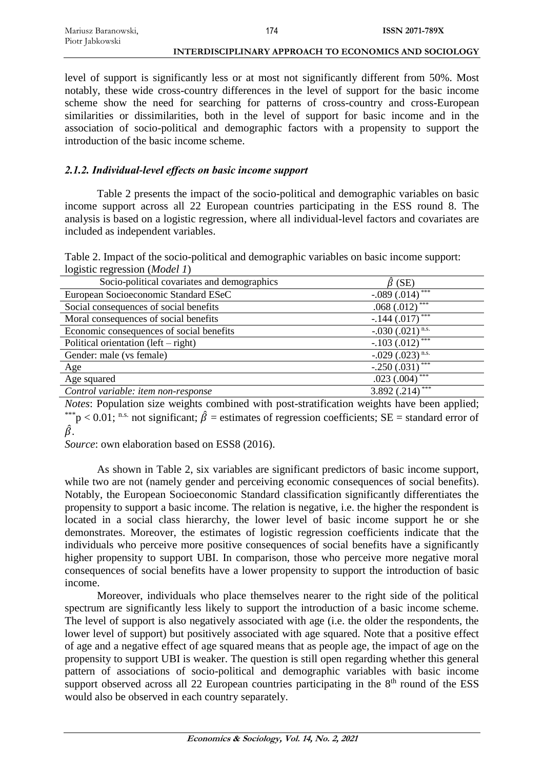level of support is significantly less or at most not significantly different from 50%. Most notably, these wide cross-country differences in the level of support for the basic income scheme show the need for searching for patterns of cross-country and cross-European similarities or dissimilarities, both in the level of support for basic income and in the association of socio-political and demographic factors with a propensity to support the introduction of the basic income scheme.

### *2.1.2. Individual-level effects on basic income support*

Table 2 presents the impact of the socio-political and demographic variables on basic income support across all 22 European countries participating in the ESS round 8. The analysis is based on a logistic regression, where all individual-level factors and covariates are included as independent variables.

Table 2. Impact of the socio-political and demographic variables on basic income support: logistic regression (*Model 1*)

| Socio-political covariates and demographics | $\hat{\beta}$ (SE) |
|---|---|
| European Socioeconomic Standard ESeC | -.089 (.014) $^{***}$ |
| Social consequences of social benefits | .068 (.012) $^{***}$ |
| Moral consequences of social benefits | -.144 (.017) $^{***}$ |
| Economic consequences of social benefits | -.030 (.021) $^{n.s.}$ |
| Political orientation (left – right) | -.103 (.012) $^{***}$ |
| Gender: male (vs female) | -.029 (.023) $^{n.s.}$ |
| Age | -.250 (.031) $^{***}$ |
| Age squared | .023 (.004) $^{***}$ |
| *Control variable: item non-response* | 3.892 (.214) $^{***}$ |

*Notes*: Population size weights combined with post-stratification weights have been applied; $^{***}p < 0.01$; $^{n.s.}$ not significant; $\hat{\beta}$ = estimates of regression coefficients; SE = standard error of $\hat{\beta}$.

*Source*: own elaboration based on ESS8 (2016).

As shown in Table 2, six variables are significant predictors of basic income support, while two are not (namely gender and perceiving economic consequences of social benefits). Notably, the European Socioeconomic Standard classification significantly differentiates the propensity to support a basic income. The relation is negative, i.e. the higher the respondent is located in a social class hierarchy, the lower level of basic income support he or she demonstrates. Moreover, the estimates of logistic regression coefficients indicate that the individuals who perceive more positive consequences of social benefits have a significantly higher propensity to support UBI. In comparison, those who perceive more negative moral consequences of social benefits have a lower propensity to support the introduction of basic income.

Moreover, individuals who place themselves nearer to the right side of the political spectrum are significantly less likely to support the introduction of a basic income scheme. The level of support is also negatively associated with age (i.e. the older the respondents, the lower level of support) but positively associated with age squared. Note that a positive effect of age and a negative effect of age squared means that as people age, the impact of age on the propensity to support UBI is weaker. The question is still open regarding whether this general pattern of associations of socio-political and demographic variables with basic income support observed across all 22 European countries participating in the 8th round of the ESS would also be observed in each country separately.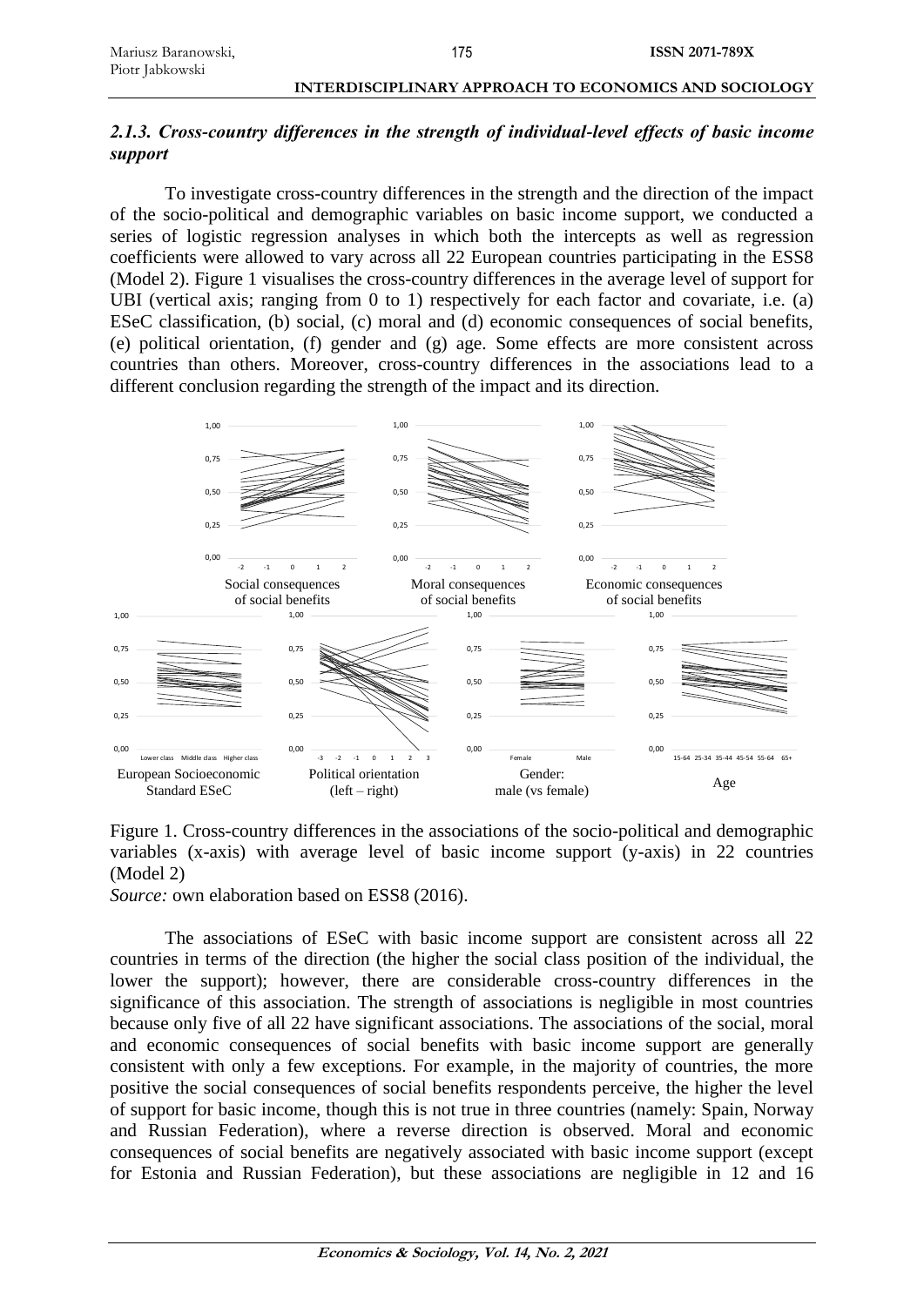### *2.1.3. Cross-country differences in the strength of individual-level effects of basic income support*

To investigate cross-country differences in the strength and the direction of the impact of the socio-political and demographic variables on basic income support, we conducted a series of logistic regression analyses in which both the intercepts as well as regression coefficients were allowed to vary across all 22 European countries participating in the ESS8 (Model 2). Figure 1 visualises the cross-country differences in the average level of support for UBI (vertical axis; ranging from 0 to 1) respectively for each factor and covariate, i.e. (a) ESeC classification, (b) social, (c) moral and (d) economic consequences of social benefits, (e) political orientation, (f) gender and (g) age. Some effects are more consistent across countries than others. Moreover, cross-country differences in the associations lead to a different conclusion regarding the strength of the impact and its direction.

Figure 1. Cross-country differences in the associations of the socio-political and demographic variables (x-axis) with average level of basic income support (y-axis) in 22 countries (Model 2)

*Source:* own elaboration based on ESS8 (2016).

The associations of ESeC with basic income support are consistent across all 22 countries in terms of the direction (the higher the social class position of the individual, the lower the support); however, there are considerable cross-country differences in the significance of this association. The strength of associations is negligible in most countries because only five of all 22 have significant associations. The associations of the social, moral and economic consequences of social benefits with basic income support are generally consistent with only a few exceptions. For example, in the majority of countries, the more positive the social consequences of social benefits respondents perceive, the higher the level of support for basic income, though this is not true in three countries (namely: Spain, Norway and Russian Federation), where a reverse direction is observed. Moral and economic consequences of social benefits are negatively associated with basic income support (except for Estonia and Russian Federation), but these associations are negligible in 12 and 16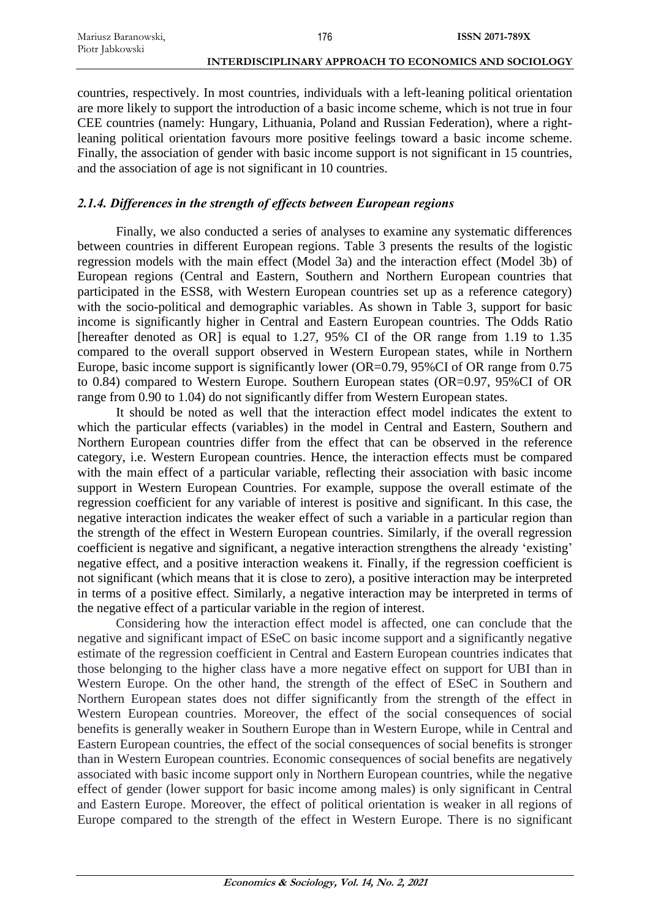countries, respectively. In most countries, individuals with a left-leaning political orientation are more likely to support the introduction of a basic income scheme, which is not true in four CEE countries (namely: Hungary, Lithuania, Poland and Russian Federation), where a right-leaning political orientation favours more positive feelings toward a basic income scheme. Finally, the association of gender with basic income support is not significant in 15 countries, and the association of age is not significant in 10 countries.

### *2.1.4. Differences in the strength of effects between European regions*

Finally, we also conducted a series of analyses to examine any systematic differences between countries in different European regions. Table 3 presents the results of the logistic regression models with the main effect (Model 3a) and the interaction effect (Model 3b) of European regions (Central and Eastern, Southern and Northern European countries that participated in the ESS8, with Western European countries set up as a reference category) with the socio-political and demographic variables. As shown in Table 3, support for basic income is significantly higher in Central and Eastern European countries. The Odds Ratio [hereafter denoted as OR] is equal to 1.27, 95% CI of the OR range from 1.19 to 1.35 compared to the overall support observed in Western European states, while in Northern Europe, basic income support is significantly lower (OR=0.79, 95%CI of OR range from 0.75 to 0.84) compared to Western Europe. Southern European states (OR=0.97, 95%CI of OR range from 0.90 to 1.04) do not significantly differ from Western European states.

It should be noted as well that the interaction effect model indicates the extent to which the particular effects (variables) in the model in Central and Eastern, Southern and Northern European countries differ from the effect that can be observed in the reference category, i.e. Western European countries. Hence, the interaction effects must be compared with the main effect of a particular variable, reflecting their association with basic income support in Western European Countries. For example, suppose the overall estimate of the regression coefficient for any variable of interest is positive and significant. In this case, the negative interaction indicates the weaker effect of such a variable in a particular region than the strength of the effect in Western European countries. Similarly, if the overall regression coefficient is negative and significant, a negative interaction strengthens the already 'existing' negative effect, and a positive interaction weakens it. Finally, if the regression coefficient is not significant (which means that it is close to zero), a positive interaction may be interpreted in terms of a positive effect. Similarly, a negative interaction may be interpreted in terms of the negative effect of a particular variable in the region of interest.

Considering how the interaction effect model is affected, one can conclude that the negative and significant impact of ESeC on basic income support and a significantly negative estimate of the regression coefficient in Central and Eastern European countries indicates that those belonging to the higher class have a more negative effect on support for UBI than in Western Europe. On the other hand, the strength of the effect of ESeC in Southern and Northern European states does not differ significantly from the strength of the effect in Western European countries. Moreover, the effect of the social consequences of social benefits is generally weaker in Southern Europe than in Western Europe, while in Central and Eastern European countries, the effect of the social consequences of social benefits is stronger than in Western European countries. Economic consequences of social benefits are negatively associated with basic income support only in Northern European countries, while the negative effect of gender (lower support for basic income among males) is only significant in Central and Eastern Europe. Moreover, the effect of political orientation is weaker in all regions of Europe compared to the strength of the effect in Western Europe. There is no significant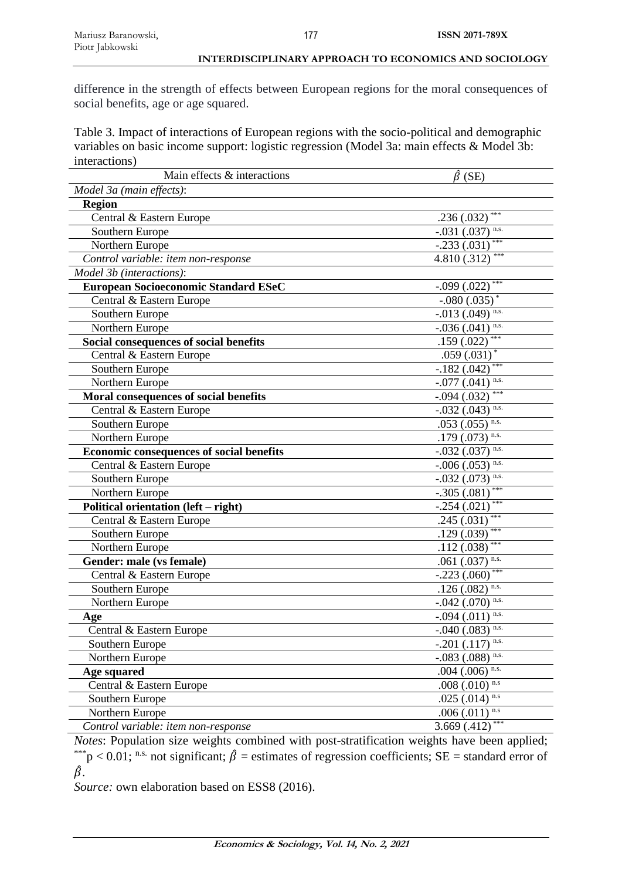difference in the strength of effects between European regions for the moral consequences of social benefits, age or age squared.

Table 3. Impact of interactions of European regions with the socio-political and demographic variables on basic income support: logistic regression (Model 3a: main effects & Model 3b: interactions)

| Main effects & interactions | $\hat{\beta}$ (SE) |
|---|---|
| *Model 3a (main effects)*: | |
| **Region** | |
| Central & Eastern Europe | .236 (.032) [***] |
| Southern Europe | -.031 (.037) [n.s.] |
| Northern Europe | -.233 (.031) [***] |
| *Control variable: item non-response* | 4.810 (.312) [***] |
| *Model 3b (interactions)*: | |
| **European Socioeconomic Standard ESeC** | -.099 (.022) [***] |
| Central & Eastern Europe | -.080 (.035) [*] |
| Southern Europe | -.013 (.049) [n.s.] |
| Northern Europe | -.036 (.041) [n.s.] |
| **Social consequences of social benefits** | .159 (.022) [***] |
| Central & Eastern Europe | .059 (.031) [*] |
| Southern Europe | -.182 (.042) [***] |
| Northern Europe | -.077 (.041) [n.s.] |
| **Moral consequences of social benefits** | -.094 (.032) [***] |
| Central & Eastern Europe | -.032 (.043) [n.s.] |
| Southern Europe | .053 (.055) [n.s.] |
| Northern Europe | .179 (.073) [n.s.] |
| **Economic consequences of social benefits** | -.032 (.037) [n.s.] |
| Central & Eastern Europe | -.006 (.053) [n.s.] |
| Southern Europe | -.032 (.073) [n.s.] |
| Northern Europe | -.305 (.081) [***] |
| **Political orientation (left – right)** | -.254 (.021) [***] |
| Central & Eastern Europe | .245 (.031) [***] |
| Southern Europe | .129 (.039) [***] |
| Northern Europe | .112 (.038) [***] |
| **Gender: male (vs female)** | .061 (.037) [n.s.] |
| Central & Eastern Europe | -.223 (.060) [***] |
| Southern Europe | .126 (.082) [n.s.] |
| Northern Europe | -.042 (.070) [n.s.] |
| **Age** | -.094 (.011) [n.s.] |
| Central & Eastern Europe | -.040 (.083) [n.s.] |
| Southern Europe | -.201 (.117) [n.s.] |
| Northern Europe | -.083 (.088) [n.s.] |
| **Age squared** | .004 (.006) [n.s.] |
| Central & Eastern Europe | .008 (.010) [n.s] |
| Southern Europe | .025 (.014) [n.s] |
| Northern Europe | .006 (.011) [n.s] |
| *Control variable: item non-response* | 3.669 (.412) [***] |

*Notes*: Population size weights combined with post-stratification weights have been applied; [***]$p < 0.01$; [n.s.] not significant; $\hat{\beta}$ = estimates of regression coefficients; SE = standard error of $\hat{\beta}$.

*Source:* own elaboration based on ESS8 (2016).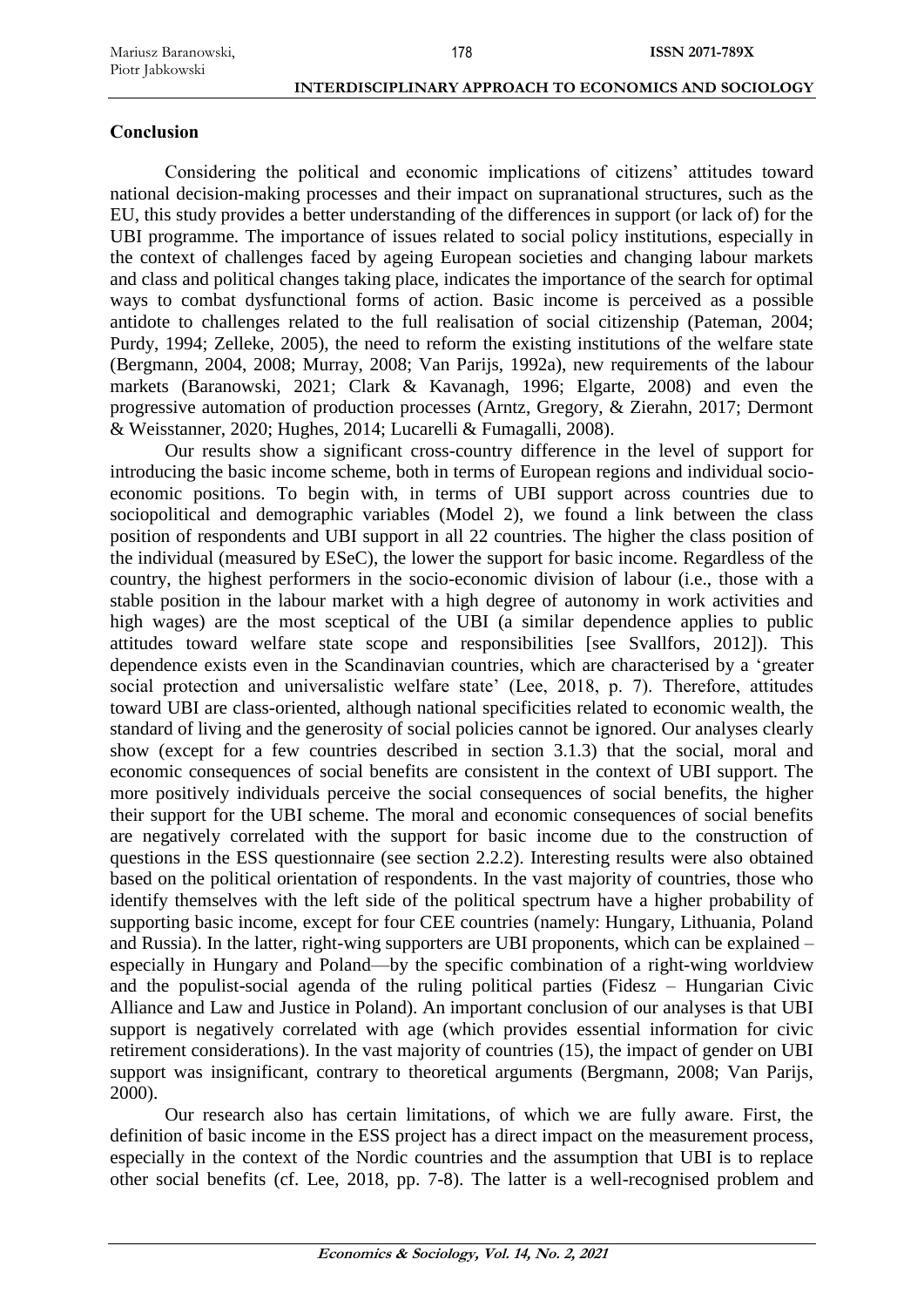## Conclusion

Considering the political and economic implications of citizens' attitudes toward national decision-making processes and their impact on supranational structures, such as the EU, this study provides a better understanding of the differences in support (or lack of) for the UBI programme. The importance of issues related to social policy institutions, especially in the context of challenges faced by ageing European societies and changing labour markets and class and political changes taking place, indicates the importance of the search for optimal ways to combat dysfunctional forms of action. Basic income is perceived as a possible antidote to challenges related to the full realisation of social citizenship (Pateman, 2004; Purdy, 1994; Zelleke, 2005), the need to reform the existing institutions of the welfare state (Bergmann, 2004, 2008; Murray, 2008; Van Parijs, 1992a), new requirements of the labour markets (Baranowski, 2021; Clark & Kavanagh, 1996; Elgarte, 2008) and even the progressive automation of production processes (Arntz, Gregory, & Zierahn, 2017; Dermont & Weisstanner, 2020; Hughes, 2014; Lucarelli & Fumagalli, 2008).

Our results show a significant cross-country difference in the level of support for introducing the basic income scheme, both in terms of European regions and individual socio-economic positions. To begin with, in terms of UBI support across countries due to sociopolitical and demographic variables (Model 2), we found a link between the class position of respondents and UBI support in all 22 countries. The higher the class position of the individual (measured by ESeC), the lower the support for basic income. Regardless of the country, the highest performers in the socio-economic division of labour (i.e., those with a stable position in the labour market with a high degree of autonomy in work activities and high wages) are the most sceptical of the UBI (a similar dependence applies to public attitudes toward welfare state scope and responsibilities [see Svallfors, 2012]). This dependence exists even in the Scandinavian countries, which are characterised by a 'greater social protection and universalistic welfare state' (Lee, 2018, p. 7). Therefore, attitudes toward UBI are class-oriented, although national specificities related to economic wealth, the standard of living and the generosity of social policies cannot be ignored. Our analyses clearly show (except for a few countries described in section 3.1.3) that the social, moral and economic consequences of social benefits are consistent in the context of UBI support. The more positively individuals perceive the social consequences of social benefits, the higher their support for the UBI scheme. The moral and economic consequences of social benefits are negatively correlated with the support for basic income due to the construction of questions in the ESS questionnaire (see section 2.2.2). Interesting results were also obtained based on the political orientation of respondents. In the vast majority of countries, those who identify themselves with the left side of the political spectrum have a higher probability of supporting basic income, except for four CEE countries (namely: Hungary, Lithuania, Poland and Russia). In the latter, right-wing supporters are UBI proponents, which can be explained – especially in Hungary and Poland—by the specific combination of a right-wing worldview and the populist-social agenda of the ruling political parties (Fidesz – Hungarian Civic Alliance and Law and Justice in Poland). An important conclusion of our analyses is that UBI support is negatively correlated with age (which provides essential information for civic retirement considerations). In the vast majority of countries (15), the impact of gender on UBI support was insignificant, contrary to theoretical arguments (Bergmann, 2008; Van Parijs, 2000).

Our research also has certain limitations, of which we are fully aware. First, the definition of basic income in the ESS project has a direct impact on the measurement process, especially in the context of the Nordic countries and the assumption that UBI is to replace other social benefits (cf. Lee, 2018, pp. 7-8). The latter is a well-recognised problem and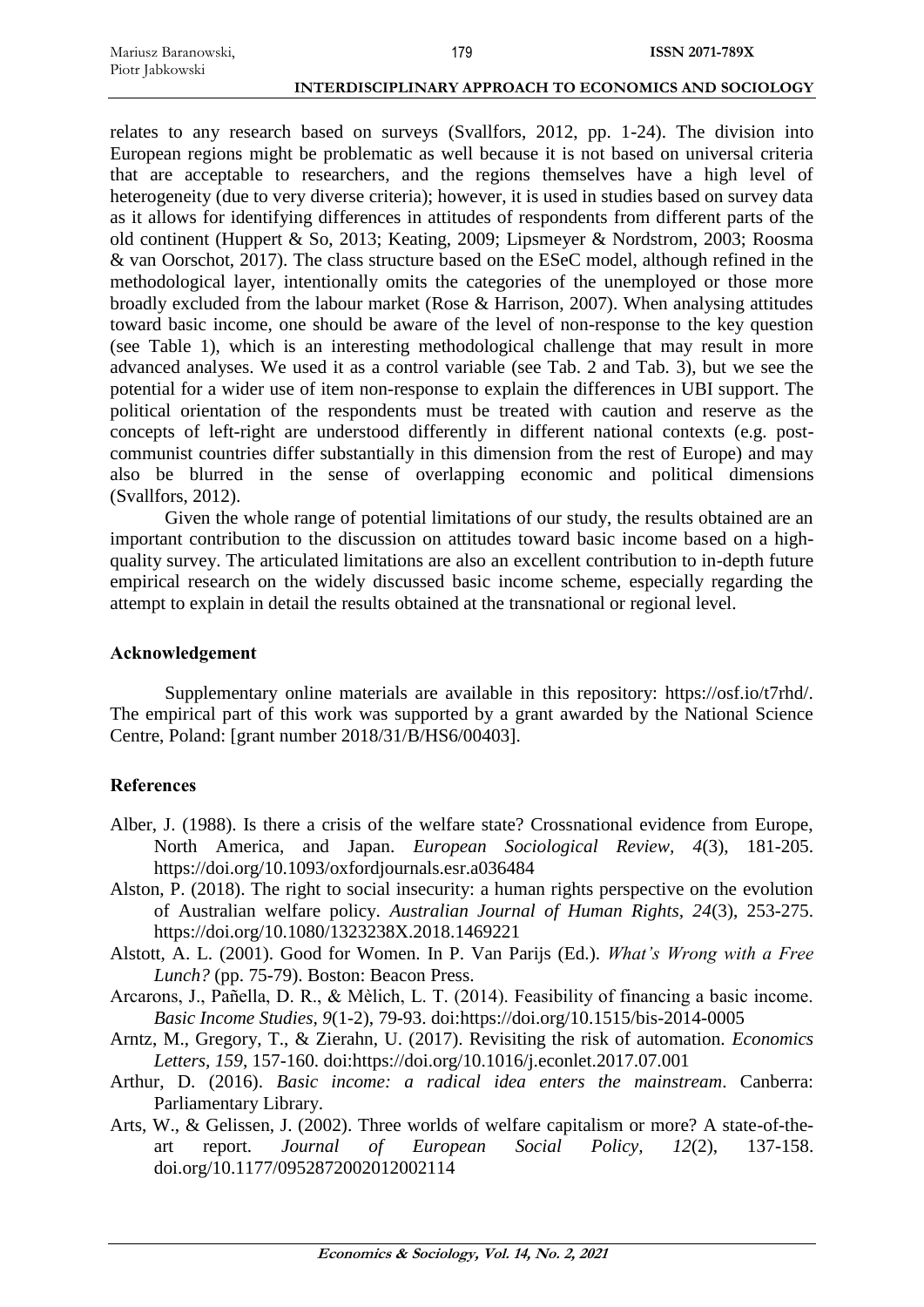relates to any research based on surveys (Svallfors, 2012, pp. 1-24). The division into European regions might be problematic as well because it is not based on universal criteria that are acceptable to researchers, and the regions themselves have a high level of heterogeneity (due to very diverse criteria); however, it is used in studies based on survey data as it allows for identifying differences in attitudes of respondents from different parts of the old continent (Huppert & So, 2013; Keating, 2009; Lipsmeyer & Nordstrom, 2003; Roosma & van Oorschot, 2017). The class structure based on the ESeC model, although refined in the methodological layer, intentionally omits the categories of the unemployed or those more broadly excluded from the labour market (Rose & Harrison, 2007). When analysing attitudes toward basic income, one should be aware of the level of non-response to the key question (see Table 1), which is an interesting methodological challenge that may result in more advanced analyses. We used it as a control variable (see Tab. 2 and Tab. 3), but we see the potential for a wider use of item non-response to explain the differences in UBI support. The political orientation of the respondents must be treated with caution and reserve as the concepts of left-right are understood differently in different national contexts (e.g. post-communist countries differ substantially in this dimension from the rest of Europe) and may also be blurred in the sense of overlapping economic and political dimensions (Svallfors, 2012).

Given the whole range of potential limitations of our study, the results obtained are an important contribution to the discussion on attitudes toward basic income based on a high-quality survey. The articulated limitations are also an excellent contribution to in-depth future empirical research on the widely discussed basic income scheme, especially regarding the attempt to explain in detail the results obtained at the transnational or regional level.

## Acknowledgement

Supplementary online materials are available in this repository: https://osf.io/t7rhd/. The empirical part of this work was supported by a grant awarded by the National Science Centre, Poland: [grant number 2018/31/B/HS6/00403].

## References

Alber, J. (1988). Is there a crisis of the welfare state? Crossnational evidence from Europe, North America, and Japan. *European Sociological Review, 4*(3), 181-205. https://doi.org/10.1093/oxfordjournals.esr.a036484

Alston, P. (2018). The right to social insecurity: a human rights perspective on the evolution of Australian welfare policy. *Australian Journal of Human Rights*, *24*(3), 253-275. https://doi.org/10.1080/1323238X.2018.1469221

Alstott, A. L. (2001). Good for Women. In P. Van Parijs (Ed.). *What's Wrong with a Free Lunch?* (pp. 75-79). Boston: Beacon Press.

Arcarons, J., Pañella, D. R., & Mèlich, L. T. (2014). Feasibility of financing a basic income. *Basic Income Studies*, *9*(1-2), 79-93. doi:https://doi.org/10.1515/bis-2014-0005

Arntz, M., Gregory, T., & Zierahn, U. (2017). Revisiting the risk of automation. *Economics Letters, 159*, 157-160. doi:https://doi.org/10.1016/j.econlet.2017.07.001

Arthur, D. (2016). *Basic income: a radical idea enters the mainstream*. Canberra: Parliamentary Library.

Arts, W., & Gelissen, J. (2002). Three worlds of welfare capitalism or more? A state-of-the-art report. *Journal of European Social Policy, 12*(2), 137-158. doi.org/10.1177/0952872002012002114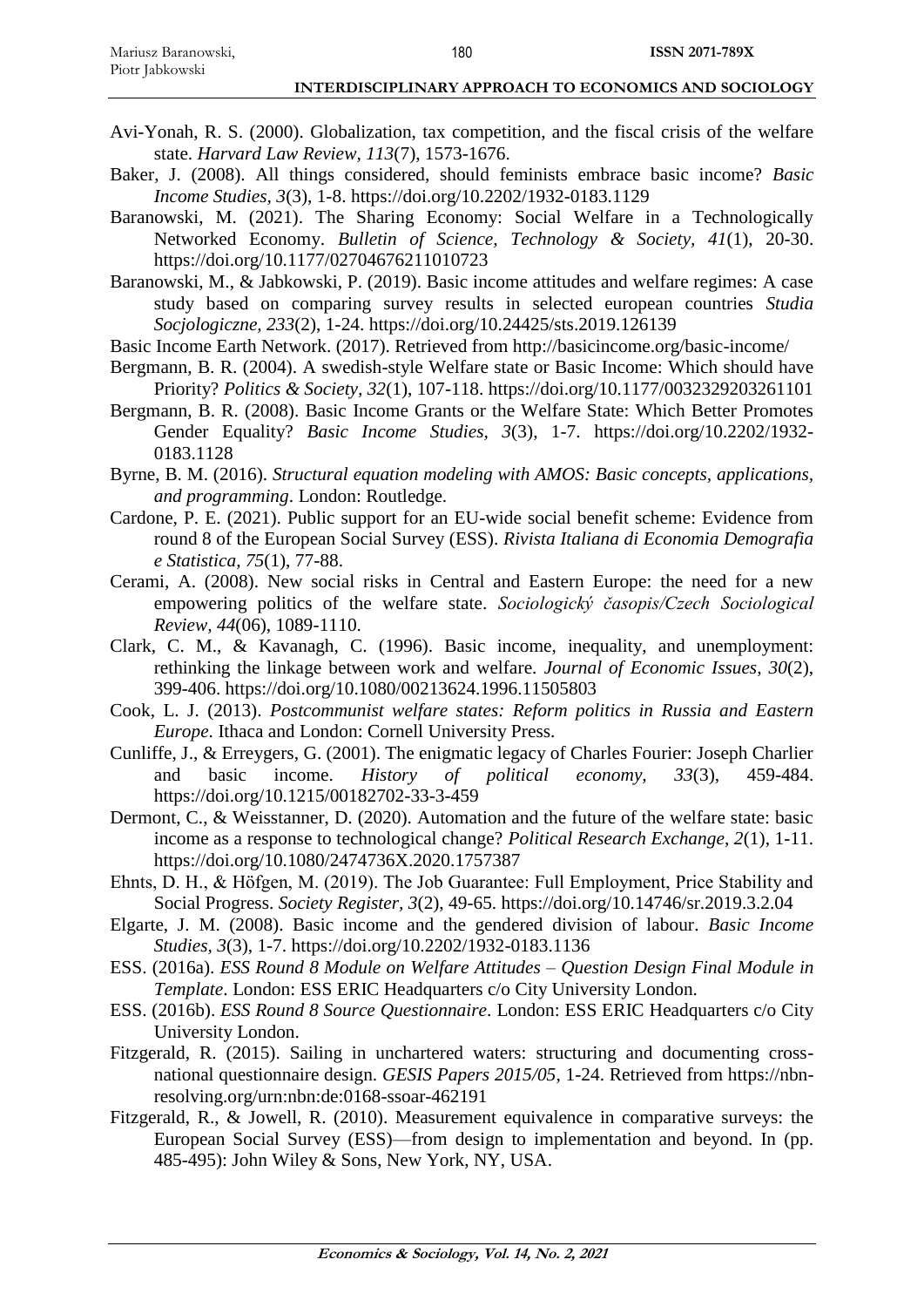Avi-Yonah, R. S. (2000). Globalization, tax competition, and the fiscal crisis of the welfare state. *Harvard Law Review, 113*(7), 1573-1676.

Baker, J. (2008). All things considered, should feminists embrace basic income? *Basic Income Studies, 3*(3), 1-8. https://doi.org/10.2202/1932-0183.1129

Baranowski, M. (2021). The Sharing Economy: Social Welfare in a Technologically Networked Economy. *Bulletin of Science, Technology & Society, 41*(1), 20-30. https://doi.org/10.1177/02704676211010723

Baranowski, M., & Jabkowski, P. (2019). Basic income attitudes and welfare regimes: A case study based on comparing survey results in selected european countries *Studia Socjologiczne, 233*(2), 1-24. https://doi.org/10.24425/sts.2019.126139

Basic Income Earth Network. (2017). Retrieved from http://basicincome.org/basic-income/

Bergmann, B. R. (2004). A swedish-style Welfare state or Basic Income: Which should have Priority? *Politics & Society, 32*(1), 107-118. https://doi.org/10.1177/0032329203261101

Bergmann, B. R. (2008). Basic Income Grants or the Welfare State: Which Better Promotes Gender Equality? *Basic Income Studies, 3*(3), 1-7. https://doi.org/10.2202/1932-0183.1128

Byrne, B. M. (2016). *Structural equation modeling with AMOS: Basic concepts, applications, and programming*. London: Routledge.

Cardone, P. E. (2021). Public support for an EU-wide social benefit scheme: Evidence from round 8 of the European Social Survey (ESS). *Rivista Italiana di Economia Demografia e Statistica, 75*(1), 77-88.

Cerami, A. (2008). New social risks in Central and Eastern Europe: the need for a new empowering politics of the welfare state. *Sociologický časopis/Czech Sociological Review, 44*(06), 1089-1110.

Clark, C. M., & Kavanagh, C. (1996). Basic income, inequality, and unemployment: rethinking the linkage between work and welfare. *Journal of Economic Issues, 30*(2), 399-406. https://doi.org/10.1080/00213624.1996.11505803

Cook, L. J. (2013). *Postcommunist welfare states: Reform politics in Russia and Eastern Europe*. Ithaca and London: Cornell University Press.

Cunliffe, J., & Erreygers, G. (2001). The enigmatic legacy of Charles Fourier: Joseph Charlier and basic income. *History of political economy, 33*(3), 459-484. https://doi.org/10.1215/00182702-33-3-459

Dermont, C., & Weisstanner, D. (2020). Automation and the future of the welfare state: basic income as a response to technological change? *Political Research Exchange, 2*(1), 1-11. https://doi.org/10.1080/2474736X.2020.1757387

Ehnts, D. H., & Höfgen, M. (2019). The Job Guarantee: Full Employment, Price Stability and Social Progress. *Society Register, 3*(2), 49-65. https://doi.org/10.14746/sr.2019.3.2.04

Elgarte, J. M. (2008). Basic income and the gendered division of labour. *Basic Income Studies, 3*(3), 1-7. https://doi.org/10.2202/1932-0183.1136

ESS. (2016a). *ESS Round 8 Module on Welfare Attitudes – Question Design Final Module in Template*. London: ESS ERIC Headquarters c/o City University London.

ESS. (2016b). *ESS Round 8 Source Questionnaire*. London: ESS ERIC Headquarters c/o City University London.

Fitzgerald, R. (2015). Sailing in unchartered waters: structuring and documenting cross-national questionnaire design. *GESIS Papers 2015/05*, 1-24. Retrieved from https://nbn-resolving.org/urn:nbn:de:0168-ssoar-462191

Fitzgerald, R., & Jowell, R. (2010). Measurement equivalence in comparative surveys: the European Social Survey (ESS)—from design to implementation and beyond. In (pp. 485-495): John Wiley & Sons, New York, NY, USA.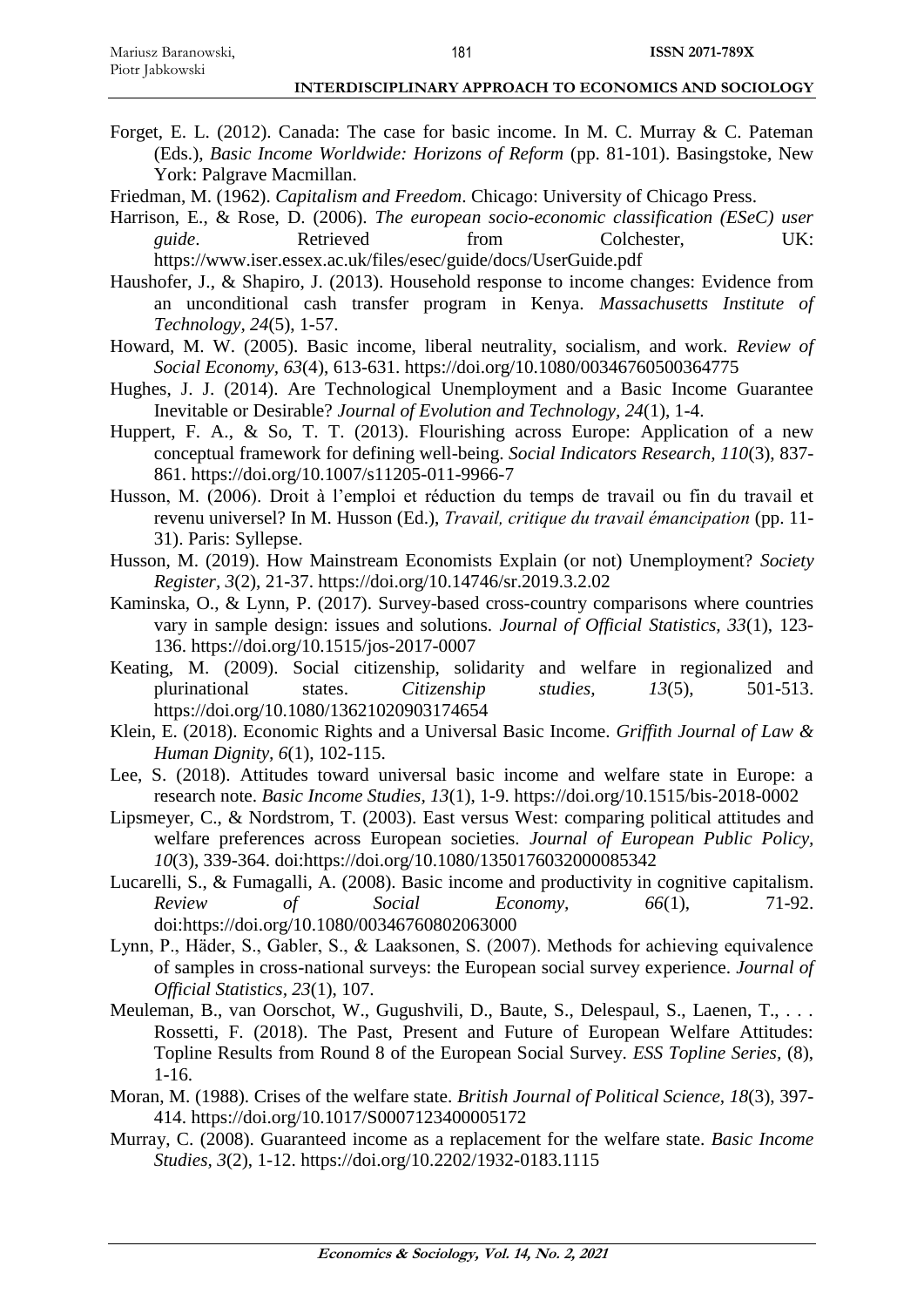Forget, E. L. (2012). Canada: The case for basic income. In M. C. Murray & C. Pateman (Eds.), *Basic Income Worldwide: Horizons of Reform* (pp. 81-101). Basingstoke, New York: Palgrave Macmillan.

Friedman, M. (1962). *Capitalism and Freedom*. Chicago: University of Chicago Press.

Harrison, E., & Rose, D. (2006). *The european socio-economic classification (ESeC) user guide*. Retrieved from Colchester, UK: https://www.iser.essex.ac.uk/files/esec/guide/docs/UserGuide.pdf

Haushofer, J., & Shapiro, J. (2013). Household response to income changes: Evidence from an unconditional cash transfer program in Kenya. *Massachusetts Institute of Technology, 24*(5), 1-57.

Howard, M. W. (2005). Basic income, liberal neutrality, socialism, and work. *Review of Social Economy, 63*(4), 613-631. https://doi.org/10.1080/00346760500364775

Hughes, J. J. (2014). Are Technological Unemployment and a Basic Income Guarantee Inevitable or Desirable? *Journal of Evolution and Technology, 24*(1), 1-4.

Huppert, F. A., & So, T. T. (2013). Flourishing across Europe: Application of a new conceptual framework for defining well-being. *Social Indicators Research, 110*(3), 837-861. https://doi.org/10.1007/s11205-011-9966-7

Husson, M. (2006). Droit à l'emploi et réduction du temps de travail ou fin du travail et revenu universel? In M. Husson (Ed.), *Travail, critique du travail émancipation* (pp. 11-31). Paris: Syllepse.

Husson, M. (2019). How Mainstream Economists Explain (or not) Unemployment? *Society Register, 3*(2), 21-37. https://doi.org/10.14746/sr.2019.3.2.02

Kaminska, O., & Lynn, P. (2017). Survey-based cross-country comparisons where countries vary in sample design: issues and solutions. *Journal of Official Statistics, 33*(1), 123-136. https://doi.org/10.1515/jos-2017-0007

Keating, M. (2009). Social citizenship, solidarity and welfare in regionalized and plurinational states. *Citizenship studies, 13*(5), 501-513. https://doi.org/10.1080/13621020903174654

Klein, E. (2018). Economic Rights and a Universal Basic Income. *Griffith Journal of Law & Human Dignity, 6*(1), 102-115.

Lee, S. (2018). Attitudes toward universal basic income and welfare state in Europe: a research note. *Basic Income Studies, 13*(1), 1-9. https://doi.org/10.1515/bis-2018-0002

Lipsmeyer, C., & Nordstrom, T. (2003). East versus West: comparing political attitudes and welfare preferences across European societies. *Journal of European Public Policy, 10*(3), 339-364. doi:https://doi.org/10.1080/1350176032000085342

Lucarelli, S., & Fumagalli, A. (2008). Basic income and productivity in cognitive capitalism. *Review of Social Economy, 66*(1), 71-92. doi:https://doi.org/10.1080/00346760802063000

Lynn, P., Häder, S., Gabler, S., & Laaksonen, S. (2007). Methods for achieving equivalence of samples in cross-national surveys: the European social survey experience. *Journal of Official Statistics, 23*(1), 107.

Meuleman, B., van Oorschot, W., Gugushvili, D., Baute, S., Delespaul, S., Laenen, T., . . . Rossetti, F. (2018). The Past, Present and Future of European Welfare Attitudes: Topline Results from Round 8 of the European Social Survey. *ESS Topline Series*, (8), 1-16.

Moran, M. (1988). Crises of the welfare state. *British Journal of Political Science, 18*(3), 397-414. https://doi.org/10.1017/S0007123400005172

Murray, C. (2008). Guaranteed income as a replacement for the welfare state. *Basic Income Studies, 3*(2), 1-12. https://doi.org/10.2202/1932-0183.1115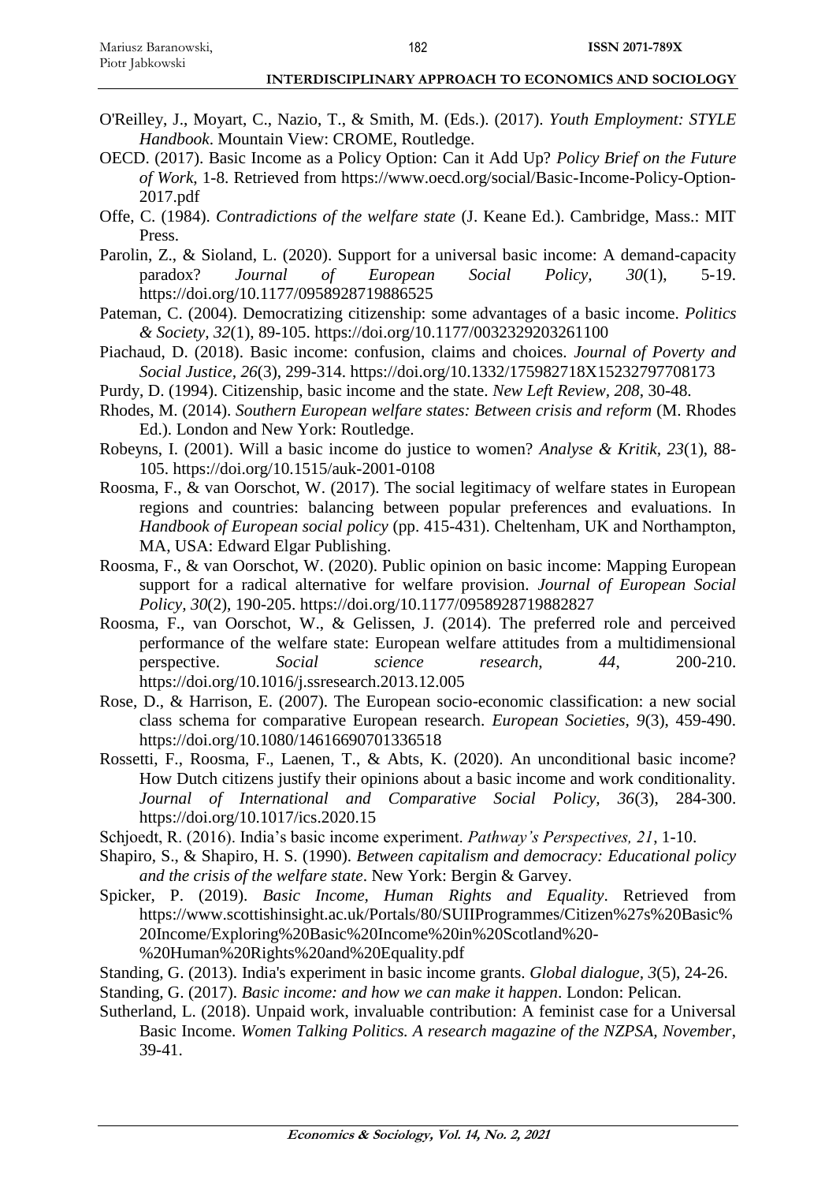O'Reilley, J., Moyart, C., Nazio, T., & Smith, M. (Eds.). (2017). *Youth Employment: STYLE Handbook*. Mountain View: CROME, Routledge.

OECD. (2017). Basic Income as a Policy Option: Can it Add Up? *Policy Brief on the Future of Work*, 1-8. Retrieved from https://www.oecd.org/social/Basic-Income-Policy-Option-2017.pdf

Offe, C. (1984). *Contradictions of the welfare state* (J. Keane Ed.). Cambridge, Mass.: MIT Press.

Parolin, Z., & Sioland, L. (2020). Support for a universal basic income: A demand-capacity paradox? *Journal of European Social Policy, 30*(1), 5-19. https://doi.org/10.1177/0958928719886525

Pateman, C. (2004). Democratizing citizenship: some advantages of a basic income. *Politics & Society, 32*(1), 89-105. https://doi.org/10.1177/0032329203261100

Piachaud, D. (2018). Basic income: confusion, claims and choices. *Journal of Poverty and Social Justice, 26*(3), 299-314. https://doi.org/10.1332/175982718X15232797708173

Purdy, D. (1994). Citizenship, basic income and the state. *New Left Review, 208*, 30-48.

Rhodes, M. (2014). *Southern European welfare states: Between crisis and reform* (M. Rhodes Ed.). London and New York: Routledge.

Robeyns, I. (2001). Will a basic income do justice to women? *Analyse & Kritik, 23*(1), 88-105. https://doi.org/10.1515/auk-2001-0108

Roosma, F., & van Oorschot, W. (2017). The social legitimacy of welfare states in European regions and countries: balancing between popular preferences and evaluations. In *Handbook of European social policy* (pp. 415-431). Cheltenham, UK and Northampton, MA, USA: Edward Elgar Publishing.

Roosma, F., & van Oorschot, W. (2020). Public opinion on basic income: Mapping European support for a radical alternative for welfare provision. *Journal of European Social Policy, 30*(2), 190-205. https://doi.org/10.1177/0958928719882827

Roosma, F., van Oorschot, W., & Gelissen, J. (2014). The preferred role and perceived performance of the welfare state: European welfare attitudes from a multidimensional perspective. *Social science research, 44*, 200-210. https://doi.org/10.1016/j.ssresearch.2013.12.005

Rose, D., & Harrison, E. (2007). The European socio-economic classification: a new social class schema for comparative European research. *European Societies, 9*(3), 459-490. https://doi.org/10.1080/14616690701336518

Rossetti, F., Roosma, F., Laenen, T., & Abts, K. (2020). An unconditional basic income? How Dutch citizens justify their opinions about a basic income and work conditionality. *Journal of International and Comparative Social Policy, 36*(3), 284-300. https://doi.org/10.1017/ics.2020.15

Schjoedt, R. (2016). India's basic income experiment. *Pathway's Perspectives, 21*, 1-10.

Shapiro, S., & Shapiro, H. S. (1990). *Between capitalism and democracy: Educational policy and the crisis of the welfare state*. New York: Bergin & Garvey.

Spicker, P. (2019). *Basic Income, Human Rights and Equality*. Retrieved from https://www.scottishinsight.ac.uk/Portals/80/SUIIProgrammes/Citizen%27s%20Basic%20Income/Exploring%20Basic%20Income%20in%20Scotland%20-%20Human%20Rights%20and%20Equality.pdf

Standing, G. (2013). India's experiment in basic income grants. *Global dialogue, 3*(5), 24-26.

Standing, G. (2017). *Basic income: and how we can make it happen*. London: Pelican.

Sutherland, L. (2018). Unpaid work, invaluable contribution: A feminist case for a Universal Basic Income. *Women Talking Politics. A research magazine of the NZPSA, November*, 39-41.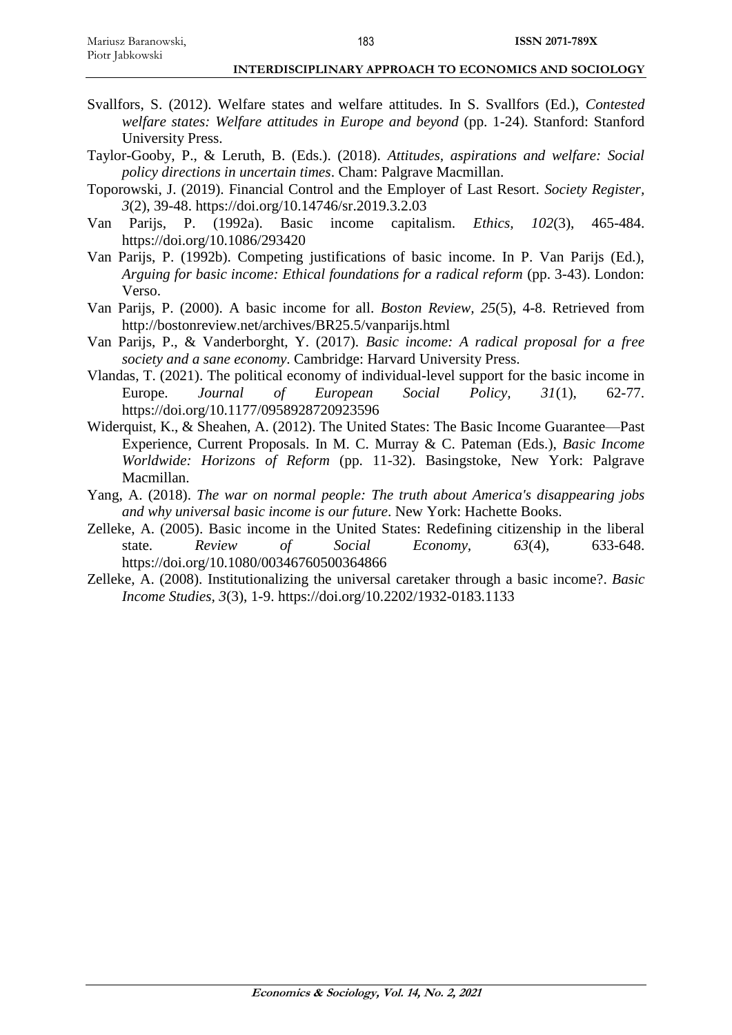Svallfors, S. (2012). Welfare states and welfare attitudes. In S. Svallfors (Ed.), *Contested welfare states: Welfare attitudes in Europe and beyond* (pp. 1-24). Stanford: Stanford University Press.

Taylor-Gooby, P., & Leruth, B. (Eds.). (2018). *Attitudes, aspirations and welfare: Social policy directions in uncertain times*. Cham: Palgrave Macmillan.

Toporowski, J. (2019). Financial Control and the Employer of Last Resort. *Society Register*, *3*(2), 39-48. https://doi.org/10.14746/sr.2019.3.2.03

Van Parijs, P. (1992a). Basic income capitalism. *Ethics*, *102*(3), 465-484. https://doi.org/10.1086/293420

Van Parijs, P. (1992b). Competing justifications of basic income. In P. Van Parijs (Ed.), *Arguing for basic income: Ethical foundations for a radical reform* (pp. 3-43). London: Verso.

Van Parijs, P. (2000). A basic income for all. *Boston Review, 25*(5), 4-8. Retrieved from http://bostonreview.net/archives/BR25.5/vanparijs.html

Van Parijs, P., & Vanderborght, Y. (2017). *Basic income: A radical proposal for a free society and a sane economy*. Cambridge: Harvard University Press.

Vlandas, T. (2021). The political economy of individual-level support for the basic income in Europe. *Journal of European Social Policy*, *31*(1), 62-77. https://doi.org/10.1177/0958928720923596

Widerquist, K., & Sheahen, A. (2012). The United States: The Basic Income Guarantee—Past Experience, Current Proposals. In M. C. Murray & C. Pateman (Eds.), *Basic Income Worldwide: Horizons of Reform* (pp. 11-32). Basingstoke, New York: Palgrave Macmillan.

Yang, A. (2018). *The war on normal people: The truth about America's disappearing jobs and why universal basic income is our future*. New York: Hachette Books.

Zelleke, A. (2005). Basic income in the United States: Redefining citizenship in the liberal state. *Review of Social Economy*, *63*(4), 633-648. https://doi.org/10.1080/00346760500364866

Zelleke, A. (2008). Institutionalizing the universal caretaker through a basic income?. *Basic Income Studies*, *3*(3), 1-9. https://doi.org/10.2202/1932-0183.1133